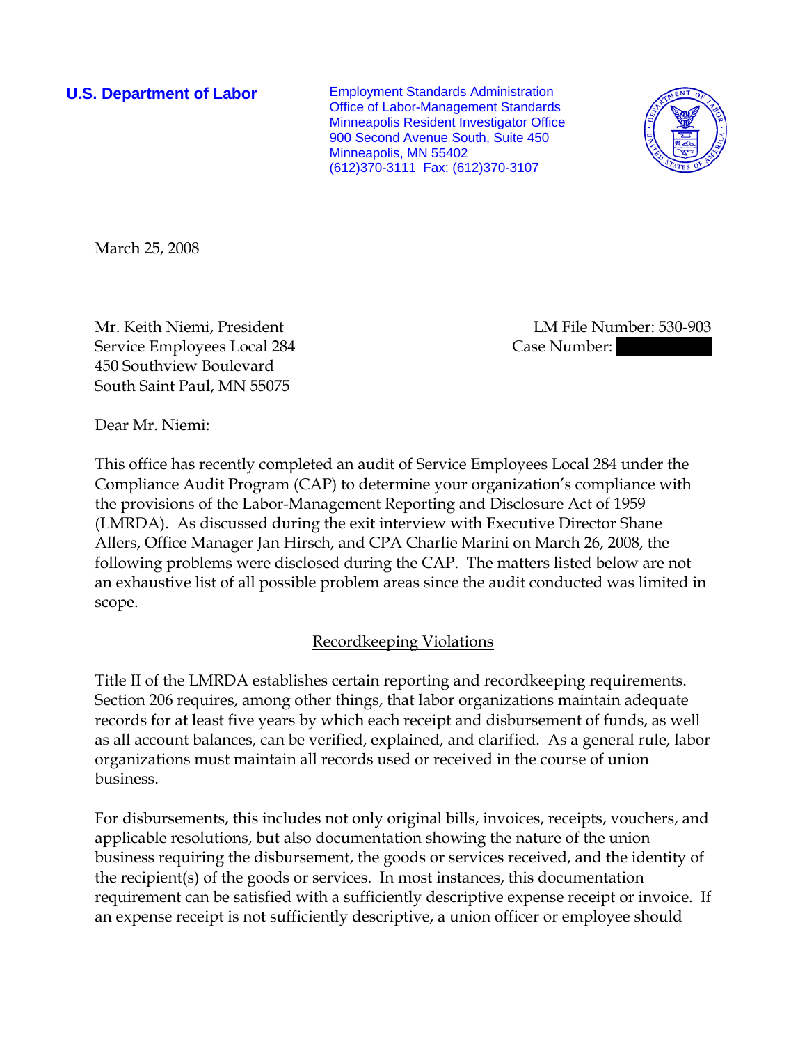**U.S. Department of Labor**

Employment Standards Administration
Office of Labor-Management Standards
Minneapolis Resident Investigator Office
900 Second Avenue South, Suite 450
Minneapolis, MN 55402
(612)370-3111 Fax: (612)370-3107

March 25, 2008

Mr. Keith Niemi, President
Service Employees Local 284
450 Southview Boulevard
South Saint Paul, MN 55075

LM File Number: 530-903
Case Number:

Dear Mr. Niemi:

This office has recently completed an audit of Service Employees Local 284 under the Compliance Audit Program (CAP) to determine your organization's compliance with the provisions of the Labor-Management Reporting and Disclosure Act of 1959 (LMRDA). As discussed during the exit interview with Executive Director Shane Allers, Office Manager Jan Hirsch, and CPA Charlie Marini on March 26, 2008, the following problems were disclosed during the CAP. The matters listed below are not an exhaustive list of all possible problem areas since the audit conducted was limited in scope.

## Recordkeeping Violations

Title II of the LMRDA establishes certain reporting and recordkeeping requirements. Section 206 requires, among other things, that labor organizations maintain adequate records for at least five years by which each receipt and disbursement of funds, as well as all account balances, can be verified, explained, and clarified. As a general rule, labor organizations must maintain all records used or received in the course of union business.

For disbursements, this includes not only original bills, invoices, receipts, vouchers, and applicable resolutions, but also documentation showing the nature of the union business requiring the disbursement, the goods or services received, and the identity of the recipient(s) of the goods or services. In most instances, this documentation requirement can be satisfied with a sufficiently descriptive expense receipt or invoice. If an expense receipt is not sufficiently descriptive, a union officer or employee should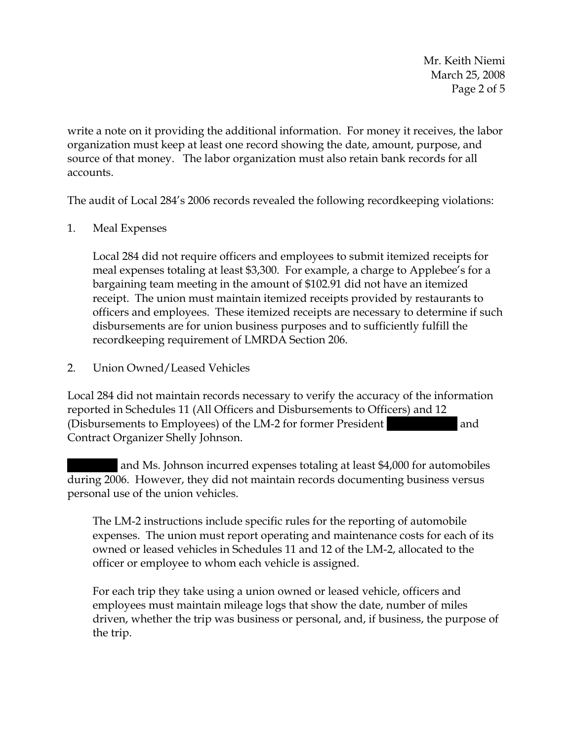write a note on it providing the additional information. For money it receives, the labor organization must keep at least one record showing the date, amount, purpose, and source of that money. The labor organization must also retain bank records for all accounts.

The audit of Local 284's 2006 records revealed the following recordkeeping violations:

1. Meal Expenses

   Local 284 did not require officers and employees to submit itemized receipts for meal expenses totaling at least $3,300. For example, a charge to Applebee's for a bargaining team meeting in the amount of $102.91 did not have an itemized receipt. The union must maintain itemized receipts provided by restaurants to officers and employees. These itemized receipts are necessary to determine if such disbursements are for union business purposes and to sufficiently fulfill the recordkeeping requirement of LMRDA Section 206.

2. Union Owned/Leased Vehicles

Local 284 did not maintain records necessary to verify the accuracy of the information reported in Schedules 11 (All Officers and Disbursements to Officers) and 12 (Disbursements to Employees) of the LM-2 for former President ██████████ and Contract Organizer Shelly Johnson.

████████ and Ms. Johnson incurred expenses totaling at least $4,000 for automobiles during 2006. However, they did not maintain records documenting business versus personal use of the union vehicles.

   The LM-2 instructions include specific rules for the reporting of automobile expenses. The union must report operating and maintenance costs for each of its owned or leased vehicles in Schedules 11 and 12 of the LM-2, allocated to the officer or employee to whom each vehicle is assigned.

   For each trip they take using a union owned or leased vehicle, officers and employees must maintain mileage logs that show the date, number of miles driven, whether the trip was business or personal, and, if business, the purpose of the trip.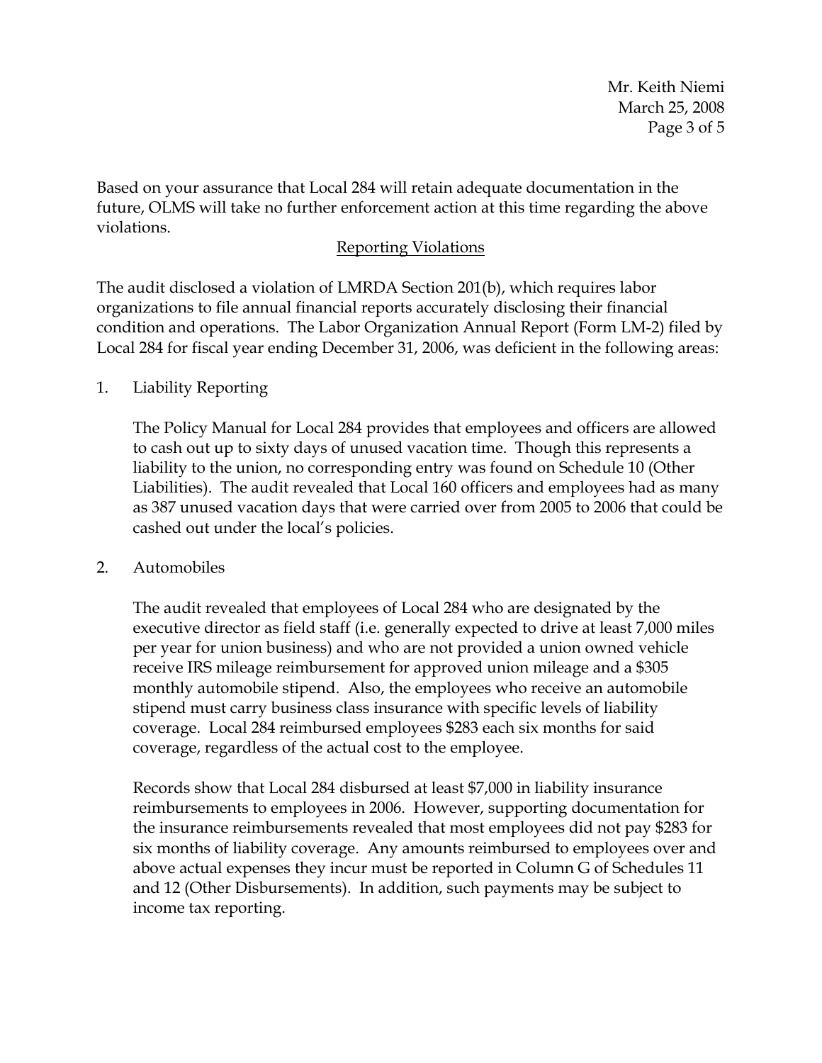Based on your assurance that Local 284 will retain adequate documentation in the future, OLMS will take no further enforcement action at this time regarding the above violations.

## Reporting Violations

The audit disclosed a violation of LMRDA Section 201(b), which requires labor organizations to file annual financial reports accurately disclosing their financial condition and operations. The Labor Organization Annual Report (Form LM-2) filed by Local 284 for fiscal year ending December 31, 2006, was deficient in the following areas:

1. Liability Reporting

   The Policy Manual for Local 284 provides that employees and officers are allowed to cash out up to sixty days of unused vacation time. Though this represents a liability to the union, no corresponding entry was found on Schedule 10 (Other Liabilities). The audit revealed that Local 160 officers and employees had as many as 387 unused vacation days that were carried over from 2005 to 2006 that could be cashed out under the local's policies.

2. Automobiles

   The audit revealed that employees of Local 284 who are designated by the executive director as field staff (i.e. generally expected to drive at least 7,000 miles per year for union business) and who are not provided a union owned vehicle receive IRS mileage reimbursement for approved union mileage and a $305 monthly automobile stipend. Also, the employees who receive an automobile stipend must carry business class insurance with specific levels of liability coverage. Local 284 reimbursed employees $283 each six months for said coverage, regardless of the actual cost to the employee.

   Records show that Local 284 disbursed at least $7,000 in liability insurance reimbursements to employees in 2006. However, supporting documentation for the insurance reimbursements revealed that most employees did not pay $283 for six months of liability coverage. Any amounts reimbursed to employees over and above actual expenses they incur must be reported in Column G of Schedules 11 and 12 (Other Disbursements). In addition, such payments may be subject to income tax reporting.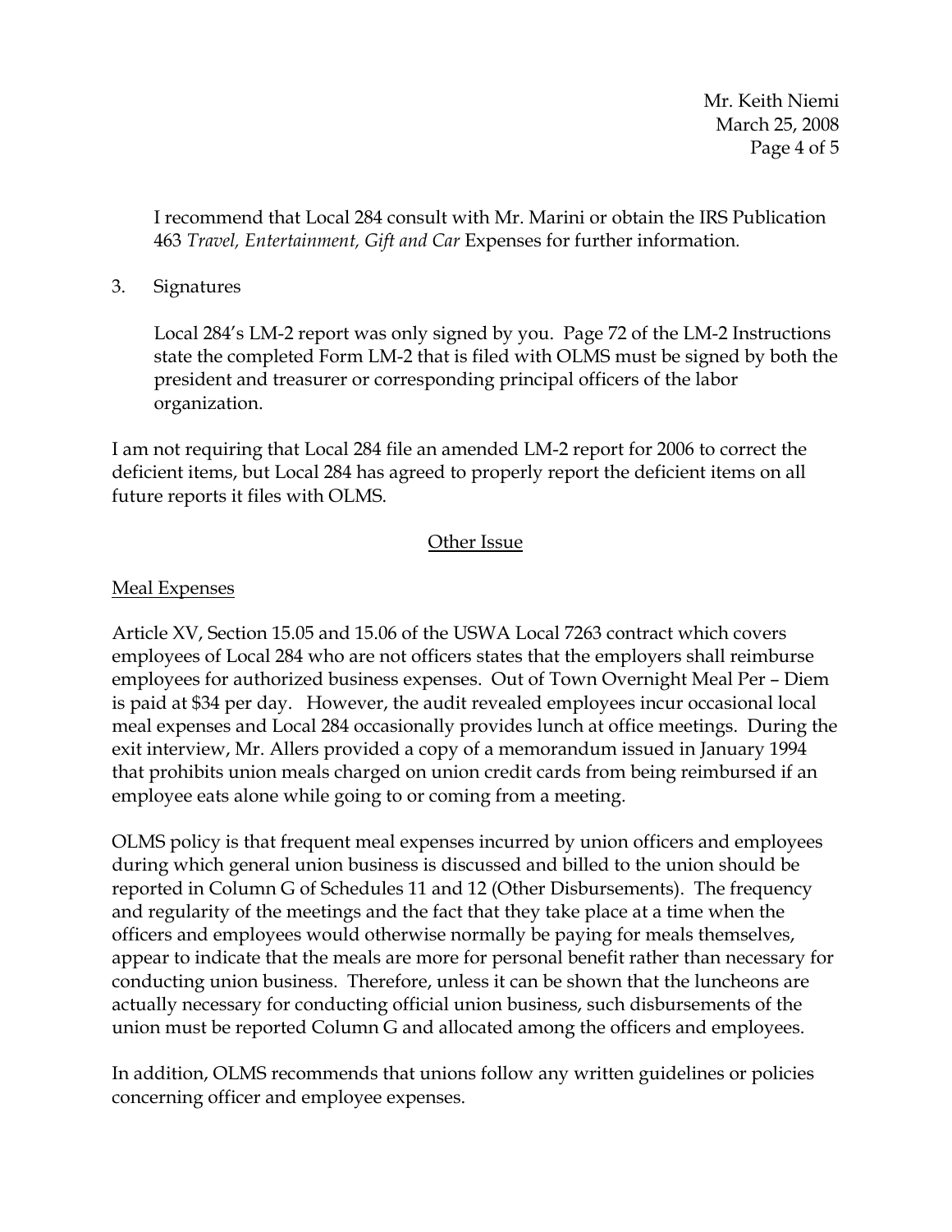I recommend that Local 284 consult with Mr. Marini or obtain the IRS Publication 463 *Travel, Entertainment, Gift and Car* Expenses for further information.

3. Signatures

   Local 284's LM-2 report was only signed by you. Page 72 of the LM-2 Instructions state the completed Form LM-2 that is filed with OLMS must be signed by both the president and treasurer or corresponding principal officers of the labor organization.

I am not requiring that Local 284 file an amended LM-2 report for 2006 to correct the deficient items, but Local 284 has agreed to properly report the deficient items on all future reports it files with OLMS.

## Other Issue

### Meal Expenses

Article XV, Section 15.05 and 15.06 of the USWA Local 7263 contract which covers employees of Local 284 who are not officers states that the employers shall reimburse employees for authorized business expenses. Out of Town Overnight Meal Per – Diem is paid at $34 per day. However, the audit revealed employees incur occasional local meal expenses and Local 284 occasionally provides lunch at office meetings. During the exit interview, Mr. Allers provided a copy of a memorandum issued in January 1994 that prohibits union meals charged on union credit cards from being reimbursed if an employee eats alone while going to or coming from a meeting.

OLMS policy is that frequent meal expenses incurred by union officers and employees during which general union business is discussed and billed to the union should be reported in Column G of Schedules 11 and 12 (Other Disbursements). The frequency and regularity of the meetings and the fact that they take place at a time when the officers and employees would otherwise normally be paying for meals themselves, appear to indicate that the meals are more for personal benefit rather than necessary for conducting union business. Therefore, unless it can be shown that the luncheons are actually necessary for conducting official union business, such disbursements of the union must be reported Column G and allocated among the officers and employees.

In addition, OLMS recommends that unions follow any written guidelines or policies concerning officer and employee expenses.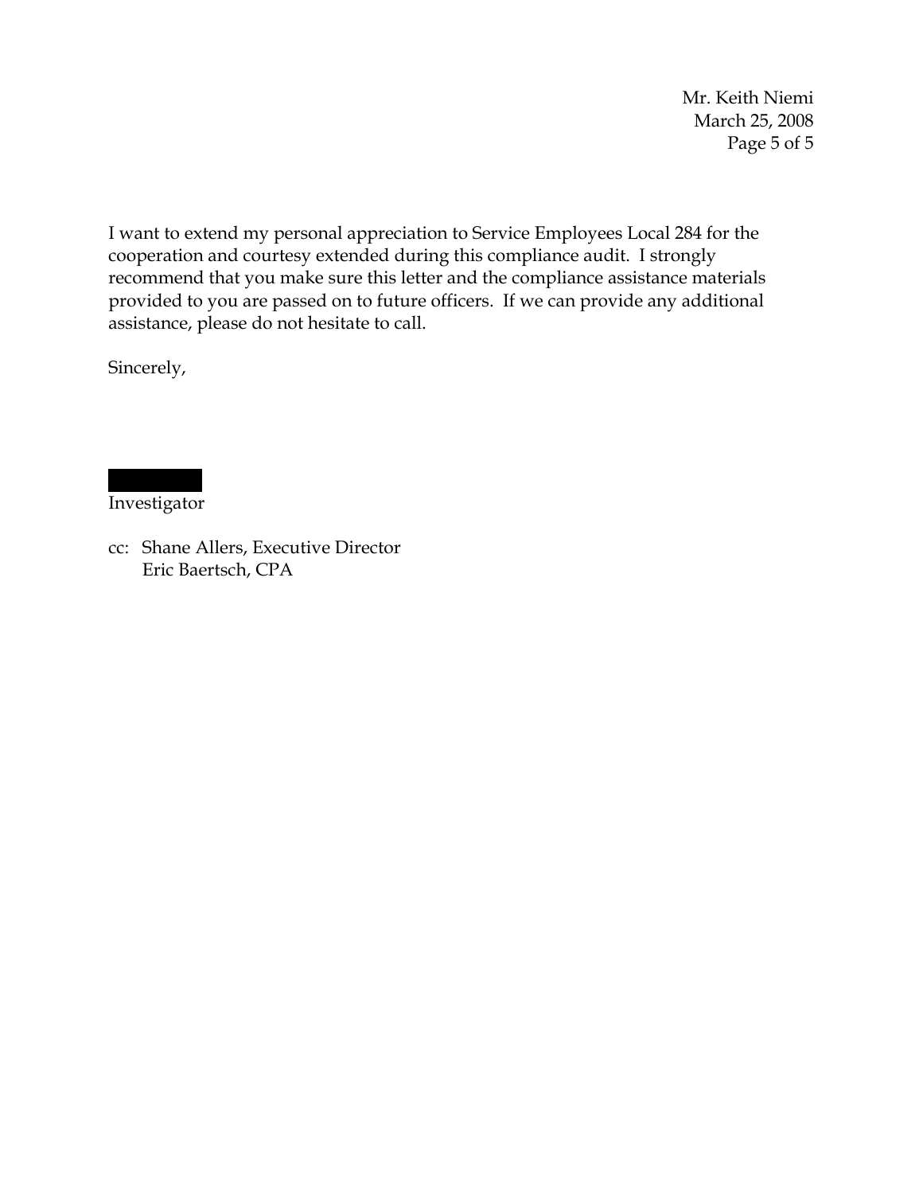I want to extend my personal appreciation to Service Employees Local 284 for the cooperation and courtesy extended during this compliance audit. I strongly recommend that you make sure this letter and the compliance assistance materials provided to you are passed on to future officers. If we can provide any additional assistance, please do not hesitate to call.

Sincerely,

Investigator

cc: Shane Allers, Executive Director
Eric Baertsch, CPA